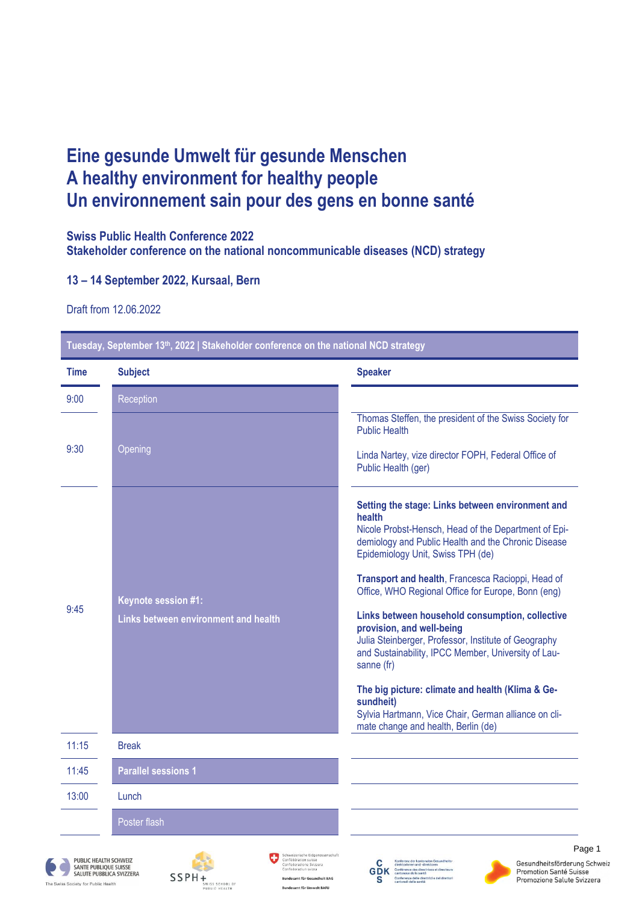# Eine gesunde Umwelt für gesunde Menschen
# A healthy environment for healthy people
# Un environnement sain pour des gens en bonne santé

**Swiss Public Health Conference 2022**
**Stakeholder conference on the national noncommunicable diseases (NCD) strategy**

**13 – 14 September 2022, Kursaal, Bern**

Draft from 12.06.2022

| Time | Subject | Speaker |
|---|---|---|
| **Tuesday, September 13th, 2022 \| Stakeholder conference on the national NCD strategy** | | |
| 9:00 | Reception | |
| 9:30 | Opening | Thomas Steffen, the president of the Swiss Society for Public Health<br><br>Linda Nartey, vize director FOPH, Federal Office of Public Health (ger) |
| 9:45 | **Keynote session #1: Links between environment and health** | **Setting the stage: Links between environment and health**<br>Nicole Probst-Hensch, Head of the Department of Epidemiology and Public Health and the Chronic Disease Epidemiology Unit, Swiss TPH (de)<br><br>**Transport and health**, Francesca Racioppi, Head of Office, WHO Regional Office for Europe, Bonn (eng)<br><br>**Links between household consumption, collective provision, and well-being**<br>Julia Steinberger, Professor, Institute of Geography and Sustainability, IPCC Member, University of Lausanne (fr)<br><br>**The big picture: climate and health (Klima & Gesundheit)**<br>Sylvia Hartmann, Vice Chair, German alliance on climate change and health, Berlin (de) |
| 11:15 | Break | |
| 11:45 | **Parallel sessions 1** | |
| 13:00 | Lunch | |
| | Poster flash | |

PUBLIC HEALTH SCHWEIZ / SANTE PUBLIQUE SUISSE / SALUTE PUBBLICA SVIZZERA – The Swiss Society for Public Health | SSPH+ Swiss School of Public Health | Schweizerische Eidgenossenschaft – Bundesamt für Gesundheit BAG, Bundesamt für Umwelt BAFU | GDK CDS | Gesundheitsförderung Schweiz / Promotion Santé Suisse / Promozione Salute Svizzera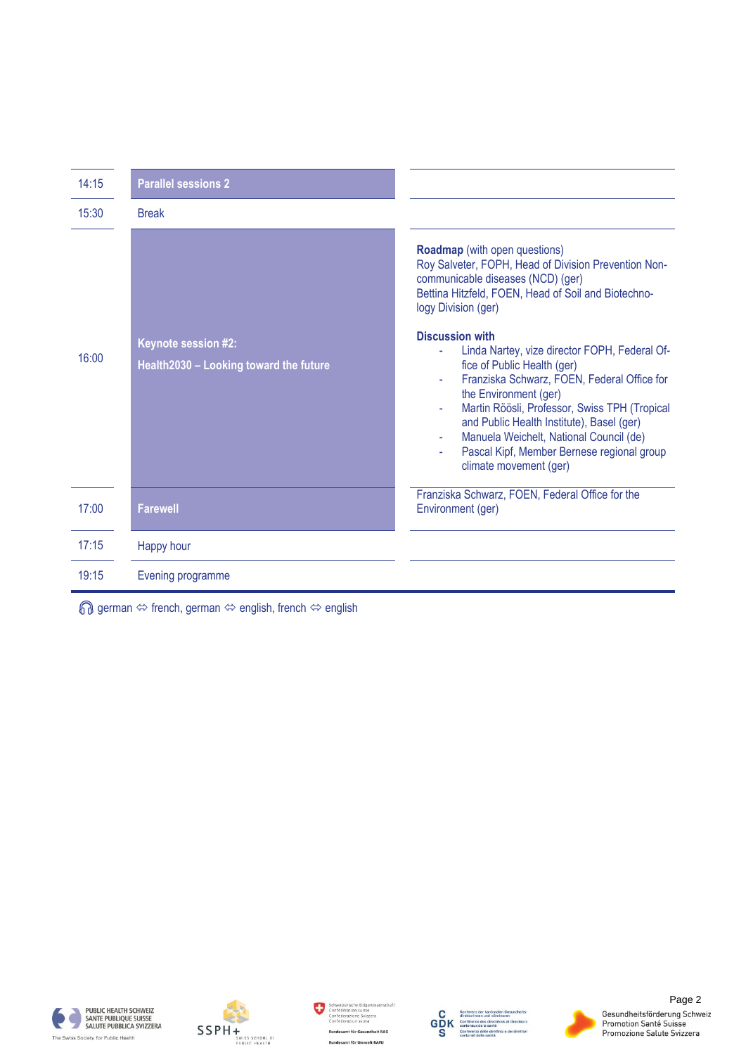| Time | Session | Details |
|---|---|---|
| 14:15 | **Parallel sessions 2** | |
| 15:30 | Break | |
| 16:00 | **Keynote session #2: Health2030 – Looking toward the future** | **Roadmap** (with open questions)<br>Roy Salveter, FOPH, Head of Division Prevention Non-communicable diseases (NCD) (ger)<br>Bettina Hitzfeld, FOEN, Head of Soil and Biotechnology Division (ger)<br><br>**Discussion with**<br>- Linda Nartey, vize director FOPH, Federal Office of Public Health (ger)<br>- Franziska Schwarz, FOEN, Federal Office for the Environment (ger)<br>- Martin Röösli, Professor, Swiss TPH (Tropical and Public Health Institute), Basel (ger)<br>- Manuela Weichelt, National Council (de)<br>- Pascal Kipf, Member Bernese regional group climate movement (ger) |
| 17:00 | **Farewell** | Franziska Schwarz, FOEN, Federal Office for the Environment (ger) |
| 17:15 | Happy hour | |
| 19:15 | Evening programme | |

🎧 german ⇔ french, german ⇔ english, french ⇔ english

PUBLIC HEALTH SCHWEIZ · SANTE PUBLIQUE SUISSE · SALUTE PUBBLICA SVIZZERA – The Swiss Society for Public Health | SSPH+ Swiss School of Public Health | Schweizerische Eidgenossenschaft – Bundesamt für Gesundheit BAG – Bundesamt für Umwelt BAFU | GDK | Gesundheitsförderung Schweiz · Promotion Santé Suisse · Promozione Salute Svizzera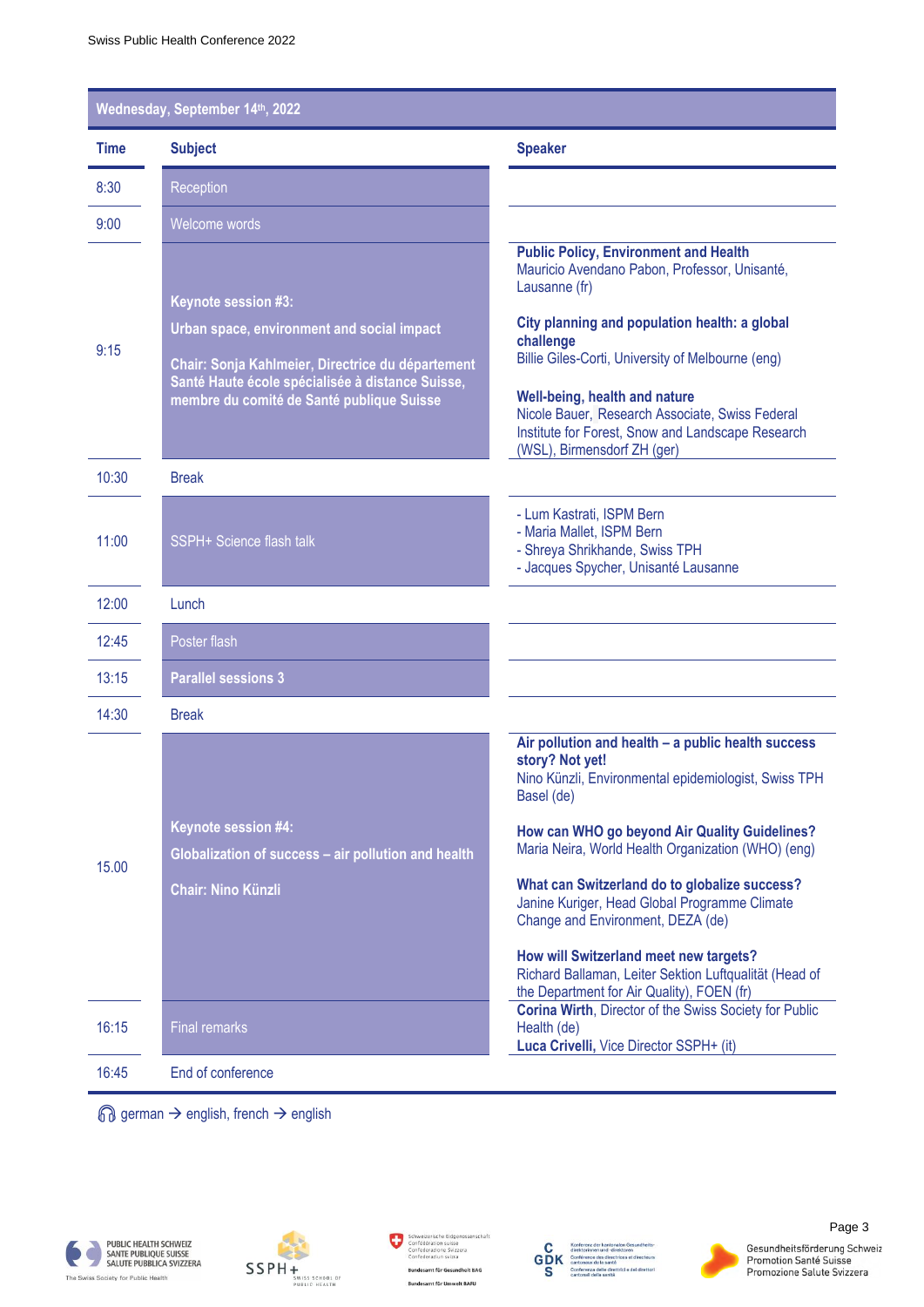| Wednesday, September 14th, 2022 | | |
|---|---|---|
| **Time** | **Subject** | **Speaker** |
| 8:30 | Reception | |
| 9:00 | Welcome words | |
| 9:15 | **Keynote session #3:** **Urban space, environment and social impact** **Chair: Sonja Kahlmeier, Directrice du département Santé Haute école spécialisée à distance Suisse, membre du comité de Santé publique Suisse** | **Public Policy, Environment and Health** Mauricio Avendano Pabon, Professor, Unisanté, Lausanne (fr) **City planning and population health: a global challenge** Billie Giles-Corti, University of Melbourne (eng) **Well-being, health and nature** Nicole Bauer, Research Associate, Swiss Federal Institute for Forest, Snow and Landscape Research (WSL), Birmensdorf ZH (ger) |
| 10:30 | Break | |
| 11:00 | SSPH+ Science flash talk | - Lum Kastrati, ISPM Bern - Maria Mallet, ISPM Bern - Shreya Shrikhande, Swiss TPH - Jacques Spycher, Unisanté Lausanne |
| 12:00 | Lunch | |
| 12:45 | Poster flash | |
| 13:15 | **Parallel sessions 3** | |
| 14:30 | Break | |
| 15.00 | **Keynote session #4:** **Globalization of success – air pollution and health** **Chair: Nino Künzli** | **Air pollution and health – a public health success story? Not yet!** Nino Künzli, Environmental epidemiologist, Swiss TPH Basel (de) **How can WHO go beyond Air Quality Guidelines?** Maria Neira, World Health Organization (WHO) (eng) **What can Switzerland do to globalize success?** Janine Kuriger, Head Global Programme Climate Change and Environment, DEZA (de) **How will Switzerland meet new targets?** Richard Ballaman, Leiter Sektion Luftqualität (Head of the Department for Air Quality), FOEN (fr) |
| 16:15 | Final remarks | **Corina Wirth**, Director of the Swiss Society for Public Health (de) **Luca Crivelli,** Vice Director SSPH+ (it) |
| 16:45 | End of conference | |

🎧 german → english, french → english